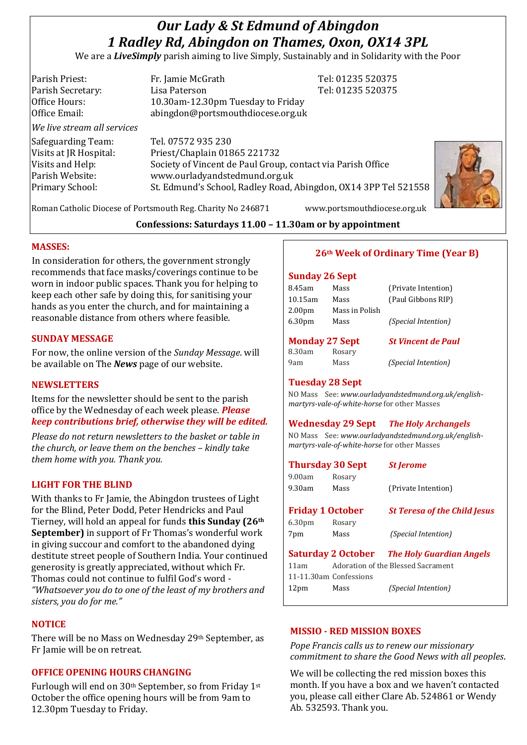# *Our Lady & St Edmund of Abingdon*
# *1 Radley Rd, Abingdon on Thames, Oxon, OX14 3PL*

We are a ***LiveSimply*** parish aiming to live Simply, Sustainably and in Solidarity with the Poor

| | | |
|---|---|---|
| Parish Priest: | Fr. Jamie McGrath | Tel: 01235 520375 |
| Parish Secretary: | Lisa Paterson | Tel: 01235 520375 |
| Office Hours: | 10.30am-12.30pm Tuesday to Friday | |
| Office Email: | abingdon@portsmouthdiocese.org.uk | |

*We live stream all services*

| | |
|---|---|
| Safeguarding Team: | Tel. 07572 935 230 |
| Visits at JR Hospital: | Priest/Chaplain 01865 221732 |
| Visits and Help: | Society of Vincent de Paul Group, contact via Parish Office |
| Parish Website: | www.ourladyandstedmund.org.uk |
| Primary School: | St. Edmund's School, Radley Road, Abingdon, OX14 3PP Tel 521558 |

Roman Catholic Diocese of Portsmouth Reg. Charity No 246871 www.portsmouthdiocese.org.uk

**Confessions: Saturdays 11.00 – 11.30am or by appointment**

## MASSES:

In consideration for others, the government strongly recommends that face masks/coverings continue to be worn in indoor public spaces. Thank you for helping to keep each other safe by doing this, for sanitising your hands as you enter the church, and for maintaining a reasonable distance from others where feasible.

## SUNDAY MESSAGE

For now, the online version of the *Sunday Message*. will be available on The ***News*** page of our website.

## NEWSLETTERS

Items for the newsletter should be sent to the parish office by the Wednesday of each week please. ***Please keep contributions brief, otherwise they will be edited.***

*Please do not return newsletters to the basket or table in the church, or leave them on the benches – kindly take them home with you. Thank you.*

## LIGHT FOR THE BLIND

With thanks to Fr Jamie, the Abingdon trustees of Light for the Blind, Peter Dodd, Peter Hendricks and Paul Tierney, will hold an appeal for funds **this Sunday (26th September)** in support of Fr Thomas's wonderful work in giving succour and comfort to the abandoned dying destitute street people of Southern India. Your continued generosity is greatly appreciated, without which Fr. Thomas could not continue to fulfil God's word - *"Whatsoever you do to one of the least of my brothers and sisters, you do for me."*

## NOTICE

There will be no Mass on Wednesday 29th September, as Fr Jamie will be on retreat.

## OFFICE OPENING HOURS CHANGING

Furlough will end on 30th September, so from Friday 1st October the office opening hours will be from 9am to 12.30pm Tuesday to Friday.

## 26th Week of Ordinary Time (Year B)

### Sunday 26 Sept

| | | |
|---|---|---|
| 8.45am | Mass | (Private Intention) |
| 10.15am | Mass | (Paul Gibbons RIP) |
| 2.00pm | Mass in Polish | |
| 6.30pm | Mass | *(Special Intention)* |

### Monday 27 Sept — *St Vincent de Paul*

| | | |
|---|---|---|
| 8.30am | Rosary | |
| 9am | Mass | *(Special Intention)* |

### Tuesday 28 Sept

NO Mass See: *www.ourladyandstedmund.org.uk/english-martyrs-vale-of-white-horse* for other Masses

### Wednesday 29 Sept — *The Holy Archangels*

NO Mass See: *www.ourladyandstedmund.org.uk/english-martyrs-vale-of-white-horse* for other Masses

### Thursday 30 Sept — *St Jerome*

| | | |
|---|---|---|
| 9.00am | Rosary | |
| 9.30am | Mass | (Private Intention) |

### Friday 1 October — *St Teresa of the Child Jesus*

| | | |
|---|---|---|
| 6.30pm | Rosary | |
| 7pm | Mass | *(Special Intention)* |

### Saturday 2 October — *The Holy Guardian Angels*

| | | |
|---|---|---|
| 11am | Adoration of the Blessed Sacrament | |
| 11-11.30am | Confessions | |
| 12pm | Mass | *(Special Intention)* |

## MISSIO - RED MISSION BOXES

*Pope Francis calls us to renew our missionary commitment to share the Good News with all peoples.*

We will be collecting the red mission boxes this month. If you have a box and we haven't contacted you, please call either Clare Ab. 524861 or Wendy Ab. 532593. Thank you.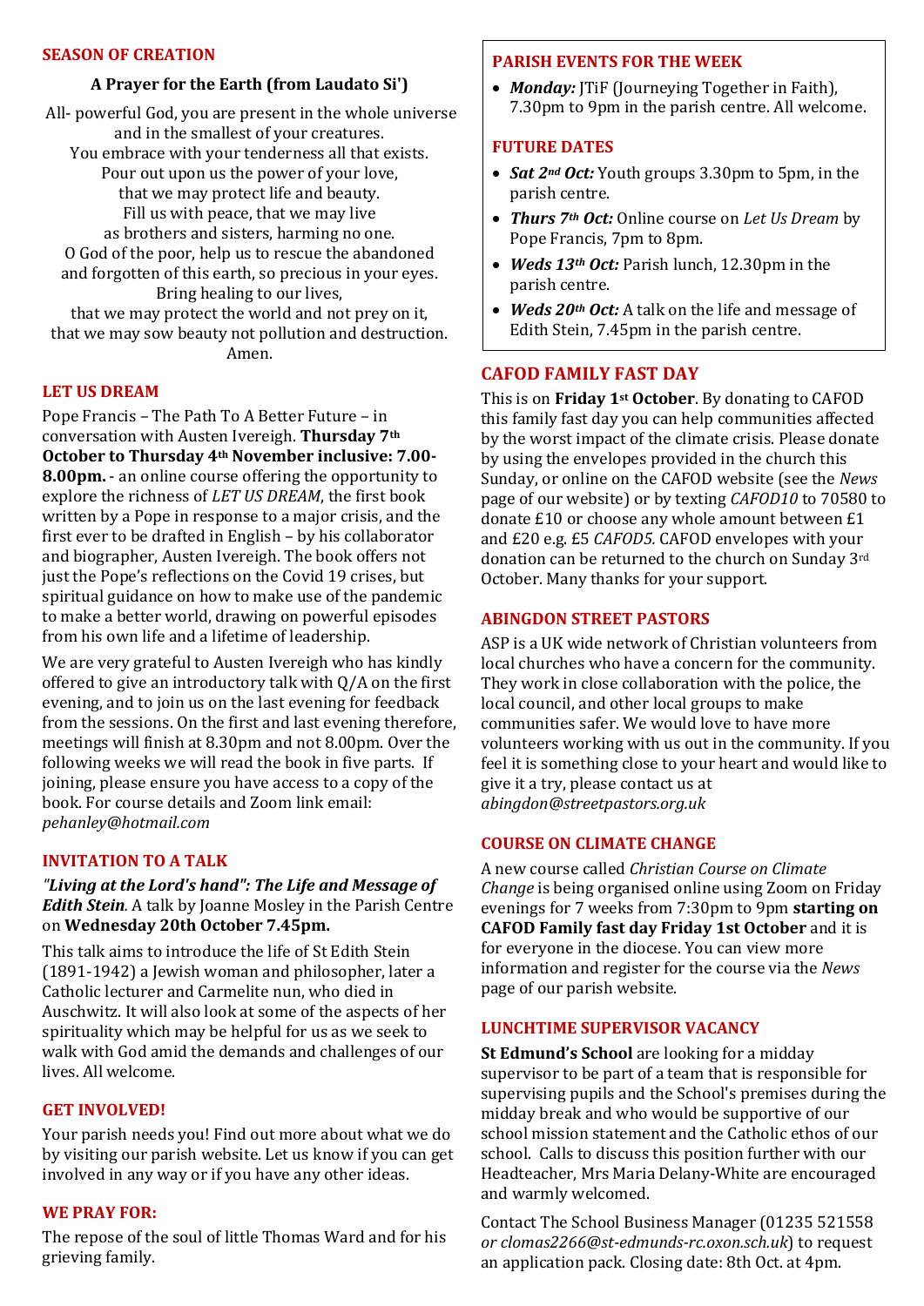## SEASON OF CREATION

### A Prayer for the Earth (from Laudato Si')

All- powerful God, you are present in the whole universe
and in the smallest of your creatures.
You embrace with your tenderness all that exists.
Pour out upon us the power of your love,
that we may protect life and beauty.
Fill us with peace, that we may live
as brothers and sisters, harming no one.
O God of the poor, help us to rescue the abandoned
and forgotten of this earth, so precious in your eyes.
Bring healing to our lives,
that we may protect the world and not prey on it,
that we may sow beauty not pollution and destruction.
Amen.

## LET US DREAM

Pope Francis – The Path To A Better Future – in conversation with Austen Ivereigh. **Thursday 7th October to Thursday 4th November inclusive: 7.00-8.00pm.** - an online course offering the opportunity to explore the richness of *LET US DREAM*, the first book written by a Pope in response to a major crisis, and the first ever to be drafted in English – by his collaborator and biographer, Austen Ivereigh. The book offers not just the Pope's reflections on the Covid 19 crises, but spiritual guidance on how to make use of the pandemic to make a better world, drawing on powerful episodes from his own life and a lifetime of leadership.

We are very grateful to Austen Ivereigh who has kindly offered to give an introductory talk with Q/A on the first evening, and to join us on the last evening for feedback from the sessions. On the first and last evening therefore, meetings will finish at 8.30pm and not 8.00pm. Over the following weeks we will read the book in five parts. If joining, please ensure you have access to a copy of the book. For course details and Zoom link email: *pehanley@hotmail.com*

## INVITATION TO A TALK

***"Living at the Lord's hand": The Life and Message of Edith Stein**.* A talk by Joanne Mosley in the Parish Centre on **Wednesday 20th October 7.45pm.**

This talk aims to introduce the life of St Edith Stein (1891-1942) a Jewish woman and philosopher, later a Catholic lecturer and Carmelite nun, who died in Auschwitz. It will also look at some of the aspects of her spirituality which may be helpful for us as we seek to walk with God amid the demands and challenges of our lives. All welcome.

## GET INVOLVED!

Your parish needs you! Find out more about what we do by visiting our parish website. Let us know if you can get involved in any way or if you have any other ideas.

## WE PRAY FOR:

The repose of the soul of little Thomas Ward and for his grieving family.

## PARISH EVENTS FOR THE WEEK

- ***Monday:*** JTiF (Journeying Together in Faith), 7.30pm to 9pm in the parish centre. All welcome.

## FUTURE DATES

- ***Sat 2nd Oct:*** Youth groups 3.30pm to 5pm, in the parish centre.
- ***Thurs 7th Oct:*** Online course on *Let Us Dream* by Pope Francis, 7pm to 8pm.
- ***Weds 13th Oct:*** Parish lunch, 12.30pm in the parish centre.
- ***Weds 20th Oct:*** A talk on the life and message of Edith Stein, 7.45pm in the parish centre.

## CAFOD FAMILY FAST DAY

This is on **Friday 1st October**. By donating to CAFOD this family fast day you can help communities affected by the worst impact of the climate crisis. Please donate by using the envelopes provided in the church this Sunday, or online on the CAFOD website (see the *News* page of our website) or by texting *CAFOD10* to 70580 to donate £10 or choose any whole amount between £1 and £20 e.g. £5 *CAFOD5.* CAFOD envelopes with your donation can be returned to the church on Sunday 3rd October. Many thanks for your support.

## ABINGDON STREET PASTORS

ASP is a UK wide network of Christian volunteers from local churches who have a concern for the community. They work in close collaboration with the police, the local council, and other local groups to make communities safer. We would love to have more volunteers working with us out in the community. If you feel it is something close to your heart and would like to give it a try, please contact us at *abingdon@streetpastors.org.uk*

## COURSE ON CLIMATE CHANGE

A new course called *Christian Course on Climate Change* is being organised online using Zoom on Friday evenings for 7 weeks from 7:30pm to 9pm **starting on CAFOD Family fast day Friday 1st October** and it is for everyone in the diocese. You can view more information and register for the course via the *News* page of our parish website.

## LUNCHTIME SUPERVISOR VACANCY

**St Edmund's School** are looking for a midday supervisor to be part of a team that is responsible for supervising pupils and the School's premises during the midday break and who would be supportive of our school mission statement and the Catholic ethos of our school. Calls to discuss this position further with our Headteacher, Mrs Maria Delany-White are encouraged and warmly welcomed.

Contact The School Business Manager (01235 521558 *or clomas2266@st-edmunds-rc.oxon.sch.uk*) to request an application pack. Closing date: 8th Oct. at 4pm.